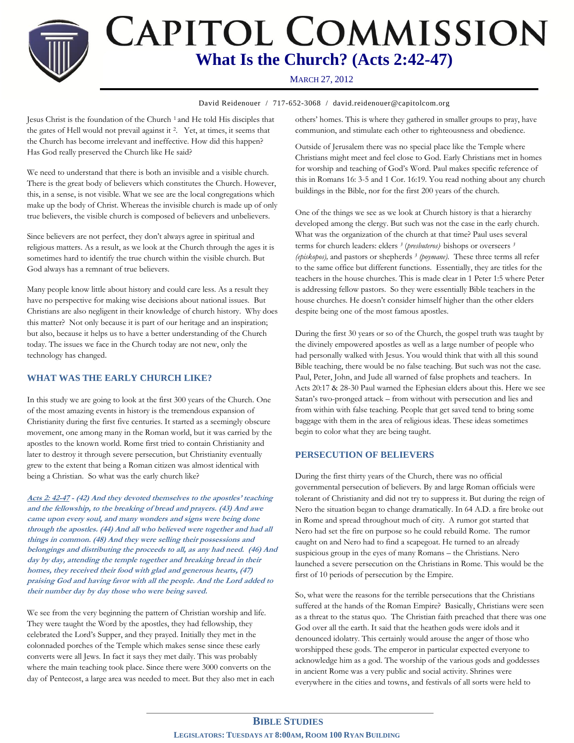# Capitol Commission

## What Is the Church? (Acts 2:42-47)

March 27, 2012

David Reidenouer / 717-652-3068 / david.reidenouer@capitolcom.org

Jesus Christ is the foundation of the Church [1] and He told His disciples that the gates of Hell would not prevail against it [2]. Yet, at times, it seems that the Church has become irrelevant and ineffective. How did this happen? Has God really preserved the Church like He said?

We need to understand that there is both an invisible and a visible church. There is the great body of believers which constitutes the Church. However, this, in a sense, is not visible. What we see are the local congregations which make up the body of Christ. Whereas the invisible church is made up of only true believers, the visible church is composed of believers and unbelievers.

Since believers are not perfect, they don't always agree in spiritual and religious matters. As a result, as we look at the Church through the ages it is sometimes hard to identify the true church within the visible church. But God always has a remnant of true believers.

Many people know little about history and could care less. As a result they have no perspective for making wise decisions about national issues. But Christians are also negligent in their knowledge of church history. Why does this matter? Not only because it is part of our heritage and an inspiration; but also, because it helps us to have a better understanding of the Church today. The issues we face in the Church today are not new, only the technology has changed.

### WHAT WAS THE EARLY CHURCH LIKE?

In this study we are going to look at the first 300 years of the Church. One of the most amazing events in history is the tremendous expansion of Christianity during the first five centuries. It started as a seemingly obscure movement, one among many in the Roman world, but it was carried by the apostles to the known world. Rome first tried to contain Christianity and later to destroy it through severe persecution, but Christianity eventually grew to the extent that being a Roman citizen was almost identical with being a Christian. So what was the early church like?

***Acts 2: 42-47 - (42) And they devoted themselves to the apostles' teaching and the fellowship, to the breaking of bread and prayers. (43) And awe came upon every soul, and many wonders and signs were being done through the apostles. (44) And all who believed were together and had all things in common. (48) And they were selling their possessions and belongings and distributing the proceeds to all, as any had need. (46) And day by day, attending the temple together and breaking bread in their homes, they received their food with glad and generous hearts, (47) praising God and having favor with all the people. And the Lord added to their number day by day those who were being saved.***

We see from the very beginning the pattern of Christian worship and life. They were taught the Word by the apostles, they had fellowship, they celebrated the Lord's Supper, and they prayed. Initially they met in the colonnaded porches of the Temple which makes sense since these early converts were all Jews. In fact it says they met daily. This was probably where the main teaching took place. Since there were 3000 converts on the day of Pentecost, a large area was needed to meet. But they also met in each others' homes. This is where they gathered in smaller groups to pray, have communion, and stimulate each other to righteousness and obedience.

Outside of Jerusalem there was no special place like the Temple where Christians might meet and feel close to God. Early Christians met in homes for worship and teaching of God's Word. Paul makes specific reference of this in Romans 16: 3-5 and 1 Cor. 16:19. You read nothing about any church buildings in the Bible, nor for the first 200 years of the church.

One of the things we see as we look at Church history is that a hierarchy developed among the clergy. But such was not the case in the early church. What was the organization of the church at that time? Paul uses several terms for church leaders: elders [3] (*presbuteros)* bishops or overseers [3] *(episkopos),* and pastors or shepherds [3] *(poymane).* These three terms all refer to the same office but different functions. Essentially, they are titles for the teachers in the house churches. This is made clear in 1 Peter 1:5 where Peter is addressing fellow pastors. So they were essentially Bible teachers in the house churches. He doesn't consider himself higher than the other elders despite being one of the most famous apostles.

During the first 30 years or so of the Church, the gospel truth was taught by the divinely empowered apostles as well as a large number of people who had personally walked with Jesus. You would think that with all this sound Bible teaching, there would be no false teaching. But such was not the case. Paul, Peter, John, and Jude all warned of false prophets and teachers. In Acts 20:17 & 28-30 Paul warned the Ephesian elders about this. Here we see Satan's two-pronged attack – from without with persecution and lies and from within with false teaching. People that get saved tend to bring some baggage with them in the area of religious ideas. These ideas sometimes begin to color what they are being taught.

### PERSECUTION OF BELIEVERS

During the first thirty years of the Church, there was no official governmental persecution of believers. By and large Roman officials were tolerant of Christianity and did not try to suppress it. But during the reign of Nero the situation began to change dramatically. In 64 A.D. a fire broke out in Rome and spread throughout much of city. A rumor got started that Nero had set the fire on purpose so he could rebuild Rome. The rumor caught on and Nero had to find a scapegoat. He turned to an already suspicious group in the eyes of many Romans – the Christians. Nero launched a severe persecution on the Christians in Rome. This would be the first of 10 periods of persecution by the Empire.

So, what were the reasons for the terrible persecutions that the Christians suffered at the hands of the Roman Empire? Basically, Christians were seen as a threat to the status quo. The Christian faith preached that there was one God over all the earth. It said that the heathen gods were idols and it denounced idolatry. This certainly would arouse the anger of those who worshipped these gods. The emperor in particular expected everyone to acknowledge him as a god. The worship of the various gods and goddesses in ancient Rome was a very public and social activity. Shrines were everywhere in the cities and towns, and festivals of all sorts were held to

**BIBLE STUDIES**

**LEGISLATORS: TUESDAYS AT 8:00AM, ROOM 100 RYAN BUILDING**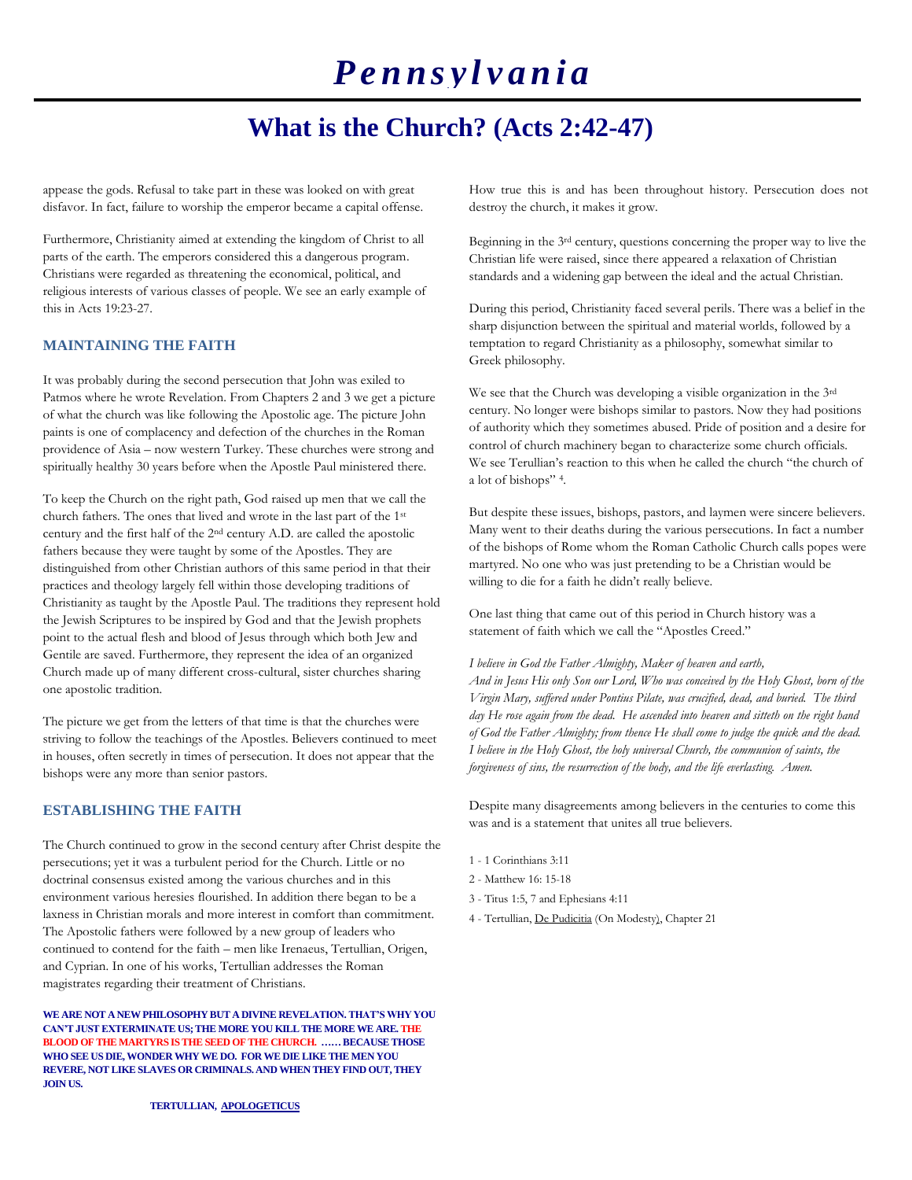# What is the Church? (Acts 2:42-47)

appease the gods. Refusal to take part in these was looked on with great disfavor. In fact, failure to worship the emperor became a capital offense.

Furthermore, Christianity aimed at extending the kingdom of Christ to all parts of the earth. The emperors considered this a dangerous program. Christians were regarded as threatening the economical, political, and religious interests of various classes of people. We see an early example of this in Acts 19:23-27.

## MAINTAINING THE FAITH

It was probably during the second persecution that John was exiled to Patmos where he wrote Revelation. From Chapters 2 and 3 we get a picture of what the church was like following the Apostolic age. The picture John paints is one of complacency and defection of the churches in the Roman providence of Asia – now western Turkey. These churches were strong and spiritually healthy 30 years before when the Apostle Paul ministered there.

To keep the Church on the right path, God raised up men that we call the church fathers. The ones that lived and wrote in the last part of the 1st century and the first half of the 2nd century A.D. are called the apostolic fathers because they were taught by some of the Apostles. They are distinguished from other Christian authors of this same period in that their practices and theology largely fell within those developing traditions of Christianity as taught by the Apostle Paul. The traditions they represent hold the Jewish Scriptures to be inspired by God and that the Jewish prophets point to the actual flesh and blood of Jesus through which both Jew and Gentile are saved. Furthermore, they represent the idea of an organized Church made up of many different cross-cultural, sister churches sharing one apostolic tradition.

The picture we get from the letters of that time is that the churches were striving to follow the teachings of the Apostles. Believers continued to meet in houses, often secretly in times of persecution. It does not appear that the bishops were any more than senior pastors.

## ESTABLISHING THE FAITH

The Church continued to grow in the second century after Christ despite the persecutions; yet it was a turbulent period for the Church. Little or no doctrinal consensus existed among the various churches and in this environment various heresies flourished. In addition there began to be a laxness in Christian morals and more interest in comfort than commitment. The Apostolic fathers were followed by a new group of leaders who continued to contend for the faith – men like Irenaeus, Tertullian, Origen, and Cyprian. In one of his works, Tertullian addresses the Roman magistrates regarding their treatment of Christians.

**WE ARE NOT A NEW PHILOSOPHY BUT A DIVINE REVELATION. THAT'S WHY YOU CAN'T JUST EXTERMINATE US; THE MORE YOU KILL THE MORE WE ARE. THE BLOOD OF THE MARTYRS IS THE SEED OF THE CHURCH. …… BECAUSE THOSE WHO SEE US DIE, WONDER WHY WE DO. FOR WE DIE LIKE THE MEN YOU REVERE, NOT LIKE SLAVES OR CRIMINALS. AND WHEN THEY FIND OUT, THEY JOIN US.**

**TERTULLIAN, APOLOGETICUS**

How true this is and has been throughout history. Persecution does not destroy the church, it makes it grow.

Beginning in the 3rd century, questions concerning the proper way to live the Christian life were raised, since there appeared a relaxation of Christian standards and a widening gap between the ideal and the actual Christian.

During this period, Christianity faced several perils. There was a belief in the sharp disjunction between the spiritual and material worlds, followed by a temptation to regard Christianity as a philosophy, somewhat similar to Greek philosophy.

We see that the Church was developing a visible organization in the 3rd century. No longer were bishops similar to pastors. Now they had positions of authority which they sometimes abused. Pride of position and a desire for control of church machinery began to characterize some church officials. We see Terullian's reaction to this when he called the church "the church of a lot of bishops" [4].

But despite these issues, bishops, pastors, and laymen were sincere believers. Many went to their deaths during the various persecutions. In fact a number of the bishops of Rome whom the Roman Catholic Church calls popes were martyred. No one who was just pretending to be a Christian would be willing to die for a faith he didn't really believe.

One last thing that came out of this period in Church history was a statement of faith which we call the "Apostles Creed."

*I believe in God the Father Almighty, Maker of heaven and earth,*
*And in Jesus His only Son our Lord, Who was conceived by the Holy Ghost, born of the Virgin Mary, suffered under Pontius Pilate, was crucified, dead, and buried. The third day He rose again from the dead. He ascended into heaven and sitteth on the right hand of God the Father Almighty; from thence He shall come to judge the quick and the dead. I believe in the Holy Ghost, the holy universal Church, the communion of saints, the forgiveness of sins, the resurrection of the body, and the life everlasting. Amen.*

Despite many disagreements among believers in the centuries to come this was and is a statement that unites all true believers.

1 - 1 Corinthians 3:11

2 - Matthew 16: 15-18

3 - Titus 1:5, 7 and Ephesians 4:11

4 - Tertullian, De Pudicitia (On Modesty), Chapter 21